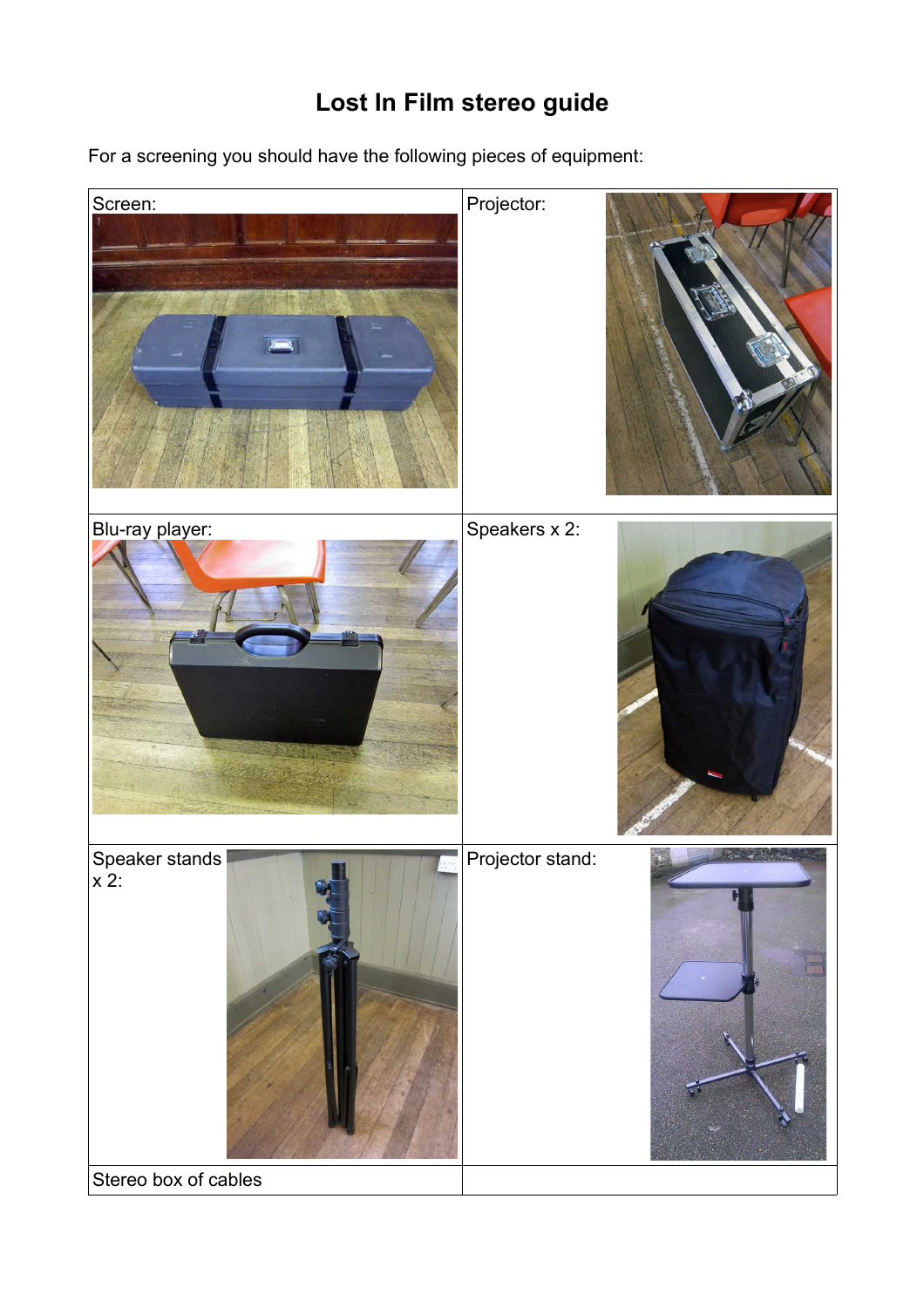# Lost In Film stereo guide

For a screening you should have the following pieces of equipment:

| | |
|---|---|
| Screen: | Projector: |
| Blu-ray player: | Speakers x 2: |
| Speaker stands x 2: | Projector stand: |
| Stereo box of cables | |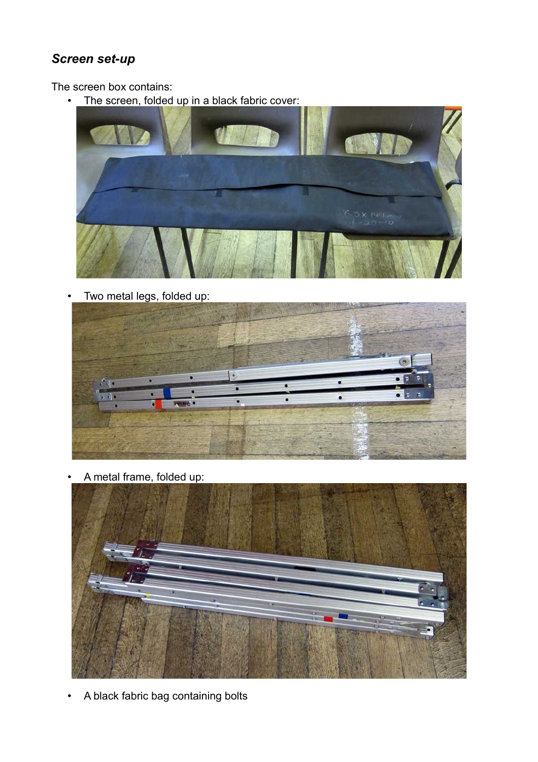### *Screen set-up*

The screen box contains:

- The screen, folded up in a black fabric cover:
- Two metal legs, folded up:
- A metal frame, folded up:
- A black fabric bag containing bolts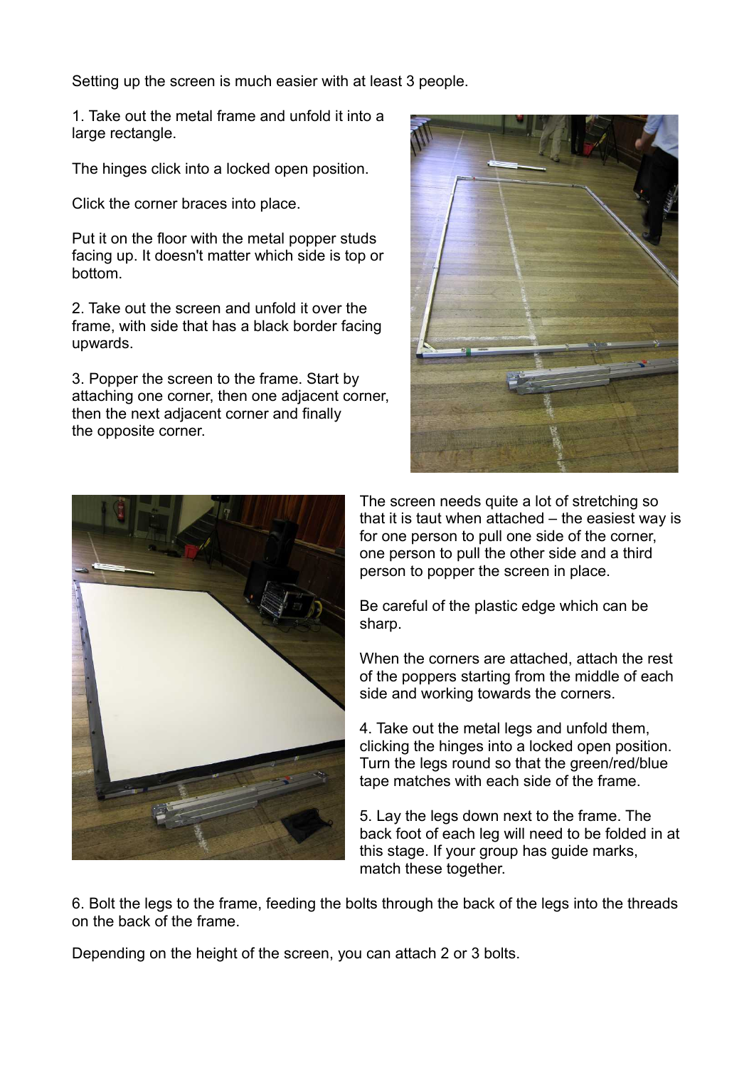Setting up the screen is much easier with at least 3 people.

1. Take out the metal frame and unfold it into a large rectangle.

The hinges click into a locked open position.

Click the corner braces into place.

Put it on the floor with the metal popper studs facing up. It doesn't matter which side is top or bottom.

2. Take out the screen and unfold it over the frame, with side that has a black border facing upwards.

3. Popper the screen to the frame. Start by attaching one corner, then one adjacent corner, then the next adjacent corner and finally the opposite corner.

The screen needs quite a lot of stretching so that it is taut when attached – the easiest way is for one person to pull one side of the corner, one person to pull the other side and a third person to popper the screen in place.

Be careful of the plastic edge which can be sharp.

When the corners are attached, attach the rest of the poppers starting from the middle of each side and working towards the corners.

4. Take out the metal legs and unfold them, clicking the hinges into a locked open position. Turn the legs round so that the green/red/blue tape matches with each side of the frame.

5. Lay the legs down next to the frame. The back foot of each leg will need to be folded in at this stage. If your group has guide marks, match these together.

6. Bolt the legs to the frame, feeding the bolts through the back of the legs into the threads on the back of the frame.

Depending on the height of the screen, you can attach 2 or 3 bolts.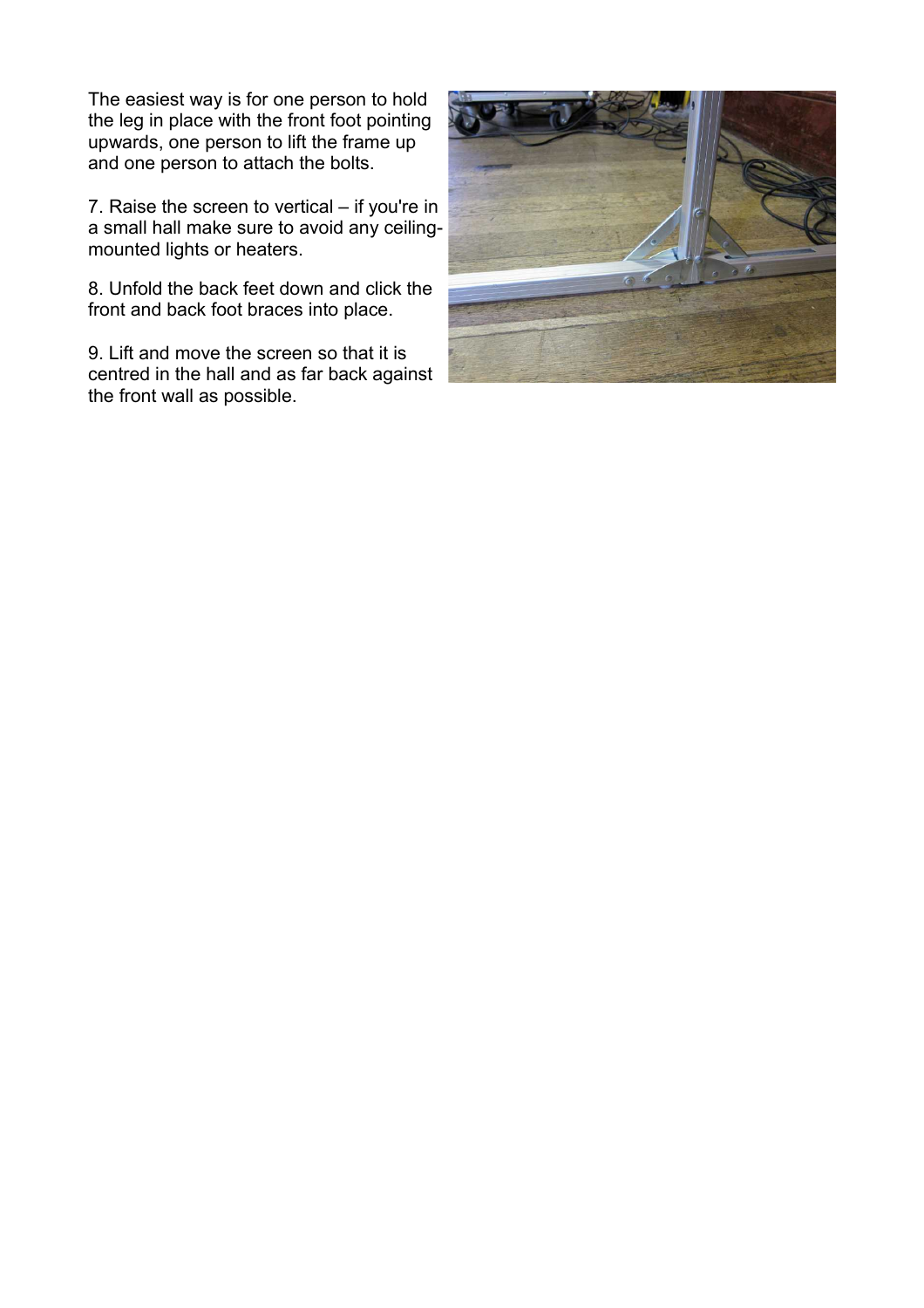The easiest way is for one person to hold the leg in place with the front foot pointing upwards, one person to lift the frame up and one person to attach the bolts.

7. Raise the screen to vertical – if you're in a small hall make sure to avoid any ceiling-mounted lights or heaters.

8. Unfold the back feet down and click the front and back foot braces into place.

9. Lift and move the screen so that it is centred in the hall and as far back against the front wall as possible.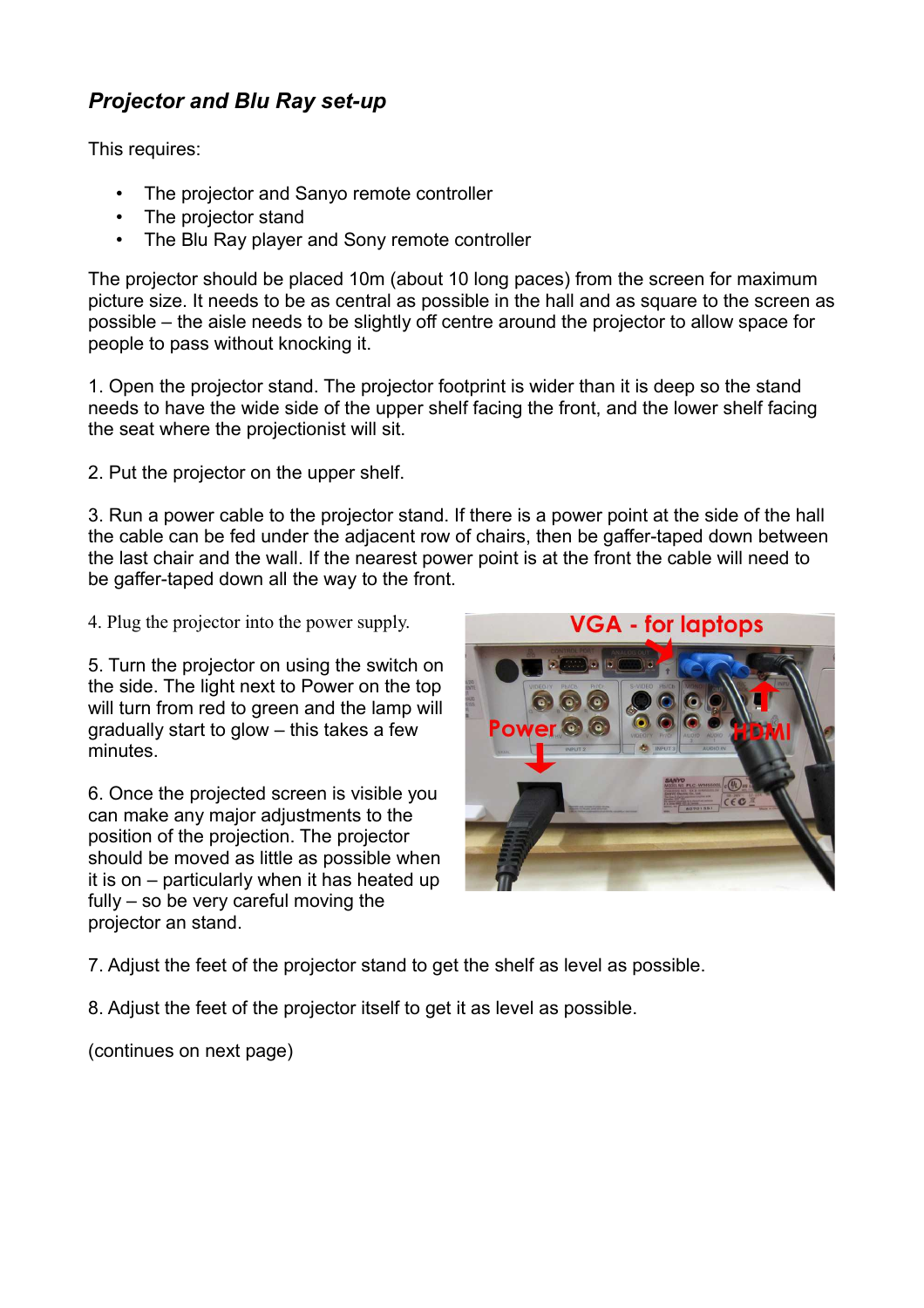### *Projector and Blu Ray set-up*

This requires:

- The projector and Sanyo remote controller
- The projector stand
- The Blu Ray player and Sony remote controller

The projector should be placed 10m (about 10 long paces) from the screen for maximum picture size. It needs to be as central as possible in the hall and as square to the screen as possible – the aisle needs to be slightly off centre around the projector to allow space for people to pass without knocking it.

1. Open the projector stand. The projector footprint is wider than it is deep so the stand needs to have the wide side of the upper shelf facing the front, and the lower shelf facing the seat where the projectionist will sit.

2. Put the projector on the upper shelf.

3. Run a power cable to the projector stand. If there is a power point at the side of the hall the cable can be fed under the adjacent row of chairs, then be gaffer-taped down between the last chair and the wall. If the nearest power point is at the front the cable will need to be gaffer-taped down all the way to the front.

4. Plug the projector into the power supply.

5. Turn the projector on using the switch on the side. The light next to Power on the top will turn from red to green and the lamp will gradually start to glow – this takes a few minutes.

6. Once the projected screen is visible you can make any major adjustments to the position of the projection. The projector should be moved as little as possible when it is on – particularly when it has heated up fully – so be very careful moving the projector an stand.

7. Adjust the feet of the projector stand to get the shelf as level as possible.

8. Adjust the feet of the projector itself to get it as level as possible.

(continues on next page)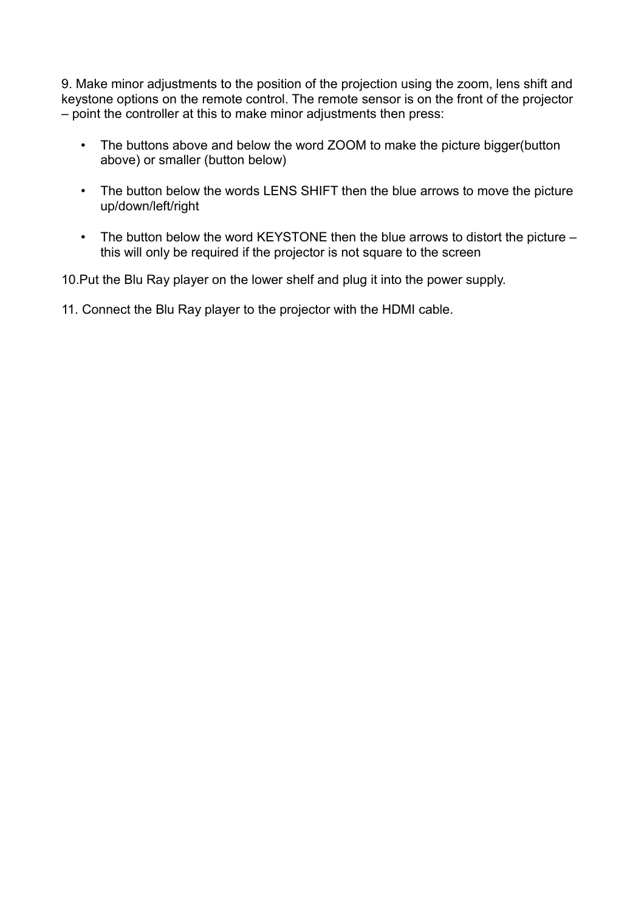9. Make minor adjustments to the position of the projection using the zoom, lens shift and keystone options on the remote control. The remote sensor is on the front of the projector – point the controller at this to make minor adjustments then press:

- The buttons above and below the word ZOOM to make the picture bigger(button above) or smaller (button below)
- The button below the words LENS SHIFT then the blue arrows to move the picture up/down/left/right
- The button below the word KEYSTONE then the blue arrows to distort the picture – this will only be required if the projector is not square to the screen

10.Put the Blu Ray player on the lower shelf and plug it into the power supply.

11. Connect the Blu Ray player to the projector with the HDMI cable.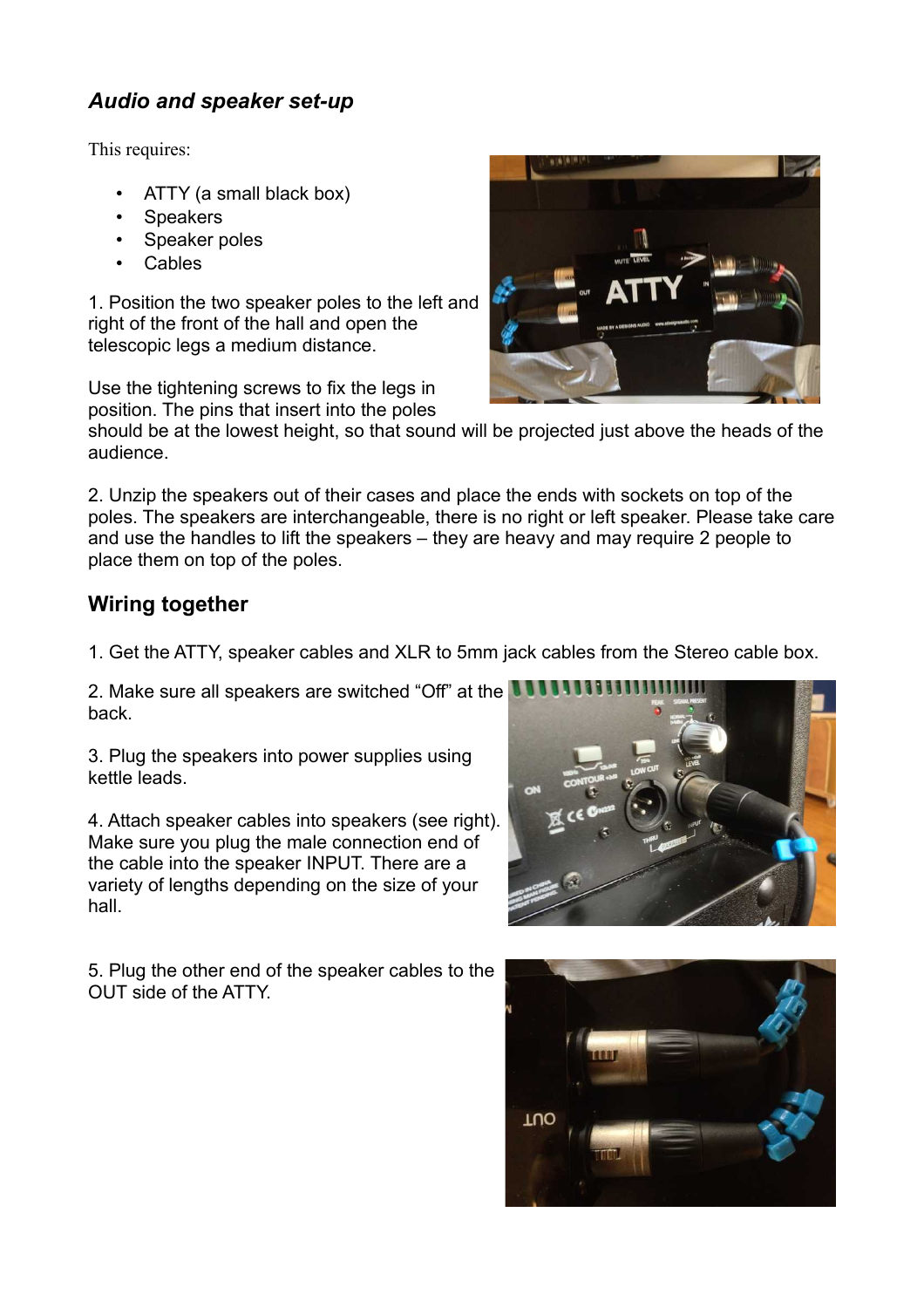## *Audio and speaker set-up*

This requires:

- ATTY (a small black box)
- Speakers
- Speaker poles
- Cables

1. Position the two speaker poles to the left and right of the front of the hall and open the telescopic legs a medium distance.

Use the tightening screws to fix the legs in position. The pins that insert into the poles should be at the lowest height, so that sound will be projected just above the heads of the audience.

2. Unzip the speakers out of their cases and place the ends with sockets on top of the poles. The speakers are interchangeable, there is no right or left speaker. Please take care and use the handles to lift the speakers – they are heavy and may require 2 people to place them on top of the poles.

## Wiring together

1. Get the ATTY, speaker cables and XLR to 5mm jack cables from the Stereo cable box.

2. Make sure all speakers are switched "Off" at the back.

3. Plug the speakers into power supplies using kettle leads.

4. Attach speaker cables into speakers (see right). Make sure you plug the male connection end of the cable into the speaker INPUT. There are a variety of lengths depending on the size of your hall.

5. Plug the other end of the speaker cables to the OUT side of the ATTY.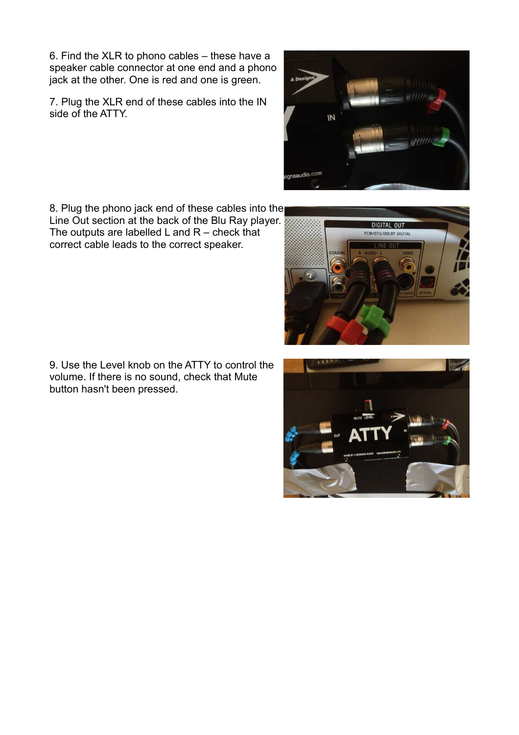6. Find the XLR to phono cables – these have a speaker cable connector at one end and a phono jack at the other. One is red and one is green.

7. Plug the XLR end of these cables into the IN side of the ATTY.

8. Plug the phono jack end of these cables into the Line Out section at the back of the Blu Ray player. The outputs are labelled L and R – check that correct cable leads to the correct speaker.

9. Use the Level knob on the ATTY to control the volume. If there is no sound, check that Mute button hasn't been pressed.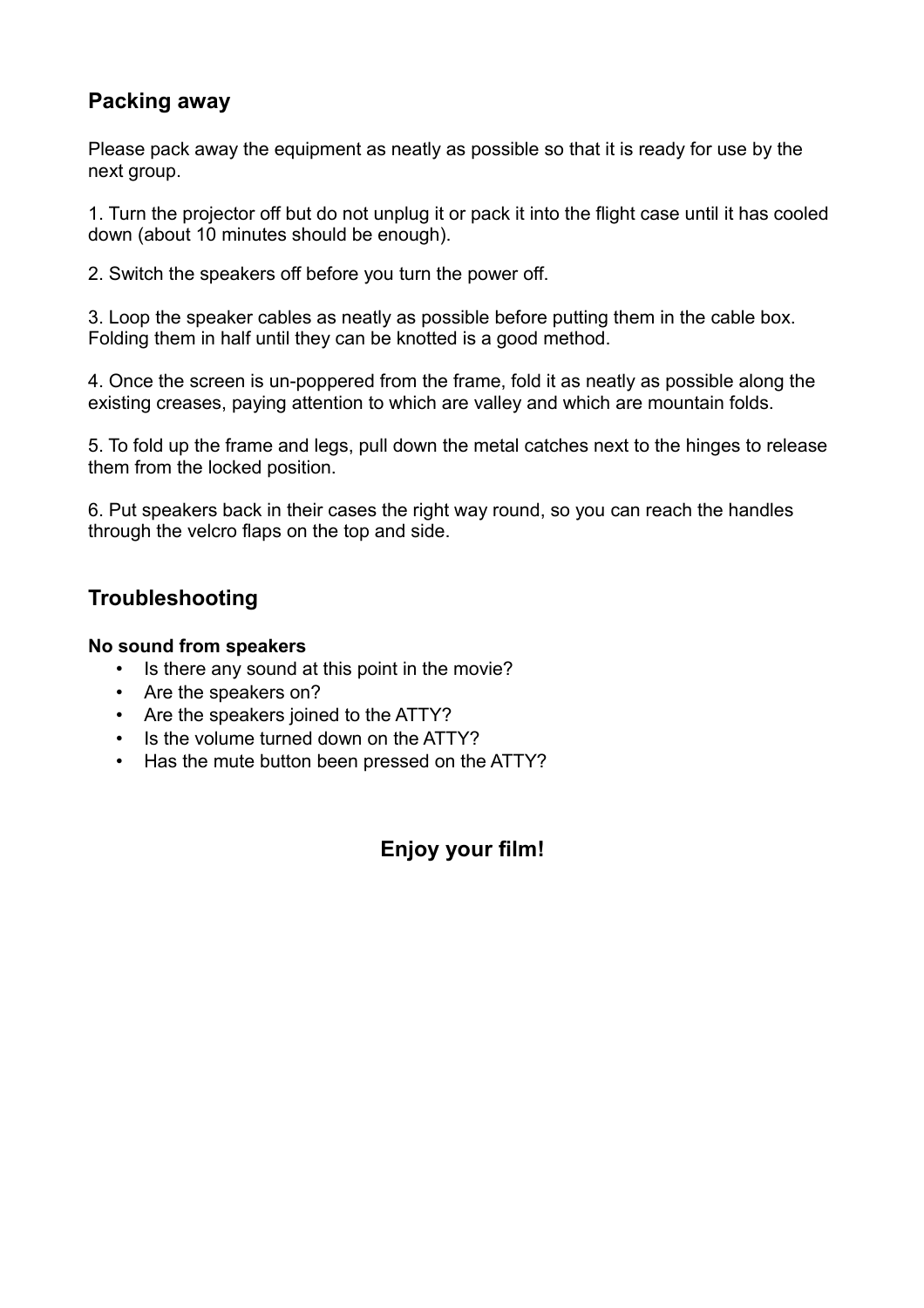## Packing away

Please pack away the equipment as neatly as possible so that it is ready for use by the next group.

1. Turn the projector off but do not unplug it or pack it into the flight case until it has cooled down (about 10 minutes should be enough).

2. Switch the speakers off before you turn the power off.

3. Loop the speaker cables as neatly as possible before putting them in the cable box. Folding them in half until they can be knotted is a good method.

4. Once the screen is un-poppered from the frame, fold it as neatly as possible along the existing creases, paying attention to which are valley and which are mountain folds.

5. To fold up the frame and legs, pull down the metal catches next to the hinges to release them from the locked position.

6. Put speakers back in their cases the right way round, so you can reach the handles through the velcro flaps on the top and side.

## Troubleshooting

**No sound from speakers**

- Is there any sound at this point in the movie?
- Are the speakers on?
- Are the speakers joined to the ATTY?
- Is the volume turned down on the ATTY?
- Has the mute button been pressed on the ATTY?

**Enjoy your film!**